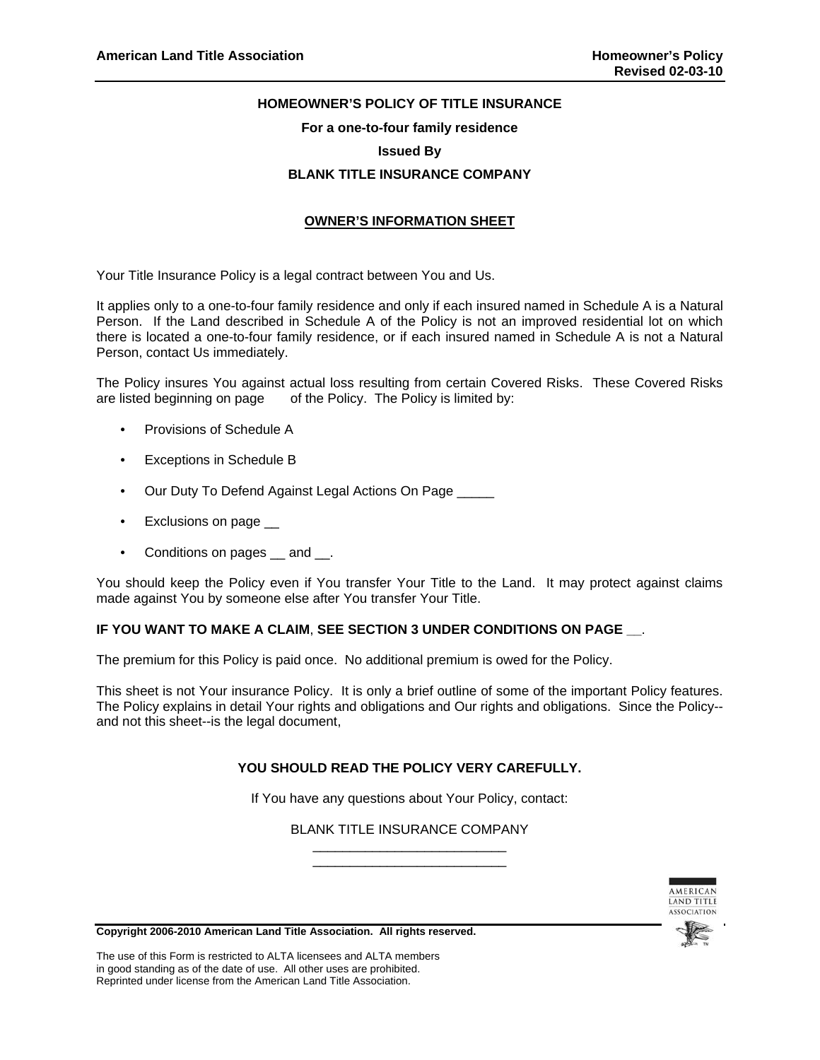# HOMEOWNER'S POLICY OF TITLE INSURANCE

**For a one-to-four family residence**

**Issued By**

**BLANK TITLE INSURANCE COMPANY**

## OWNER'S INFORMATION SHEET

Your Title Insurance Policy is a legal contract between You and Us.

It applies only to a one-to-four family residence and only if each insured named in Schedule A is a Natural Person. If the Land described in Schedule A of the Policy is not an improved residential lot on which there is located a one-to-four family residence, or if each insured named in Schedule A is not a Natural Person, contact Us immediately.

The Policy insures You against actual loss resulting from certain Covered Risks. These Covered Risks are listed beginning on page of the Policy. The Policy is limited by:

- Provisions of Schedule A
- Exceptions in Schedule B
- Our Duty To Defend Against Legal Actions On Page _____
- Exclusions on page __
- Conditions on pages __ and __.

You should keep the Policy even if You transfer Your Title to the Land. It may protect against claims made against You by someone else after You transfer Your Title.

**IF YOU WANT TO MAKE A CLAIM**, **SEE SECTION 3 UNDER CONDITIONS ON PAGE __**.

The premium for this Policy is paid once. No additional premium is owed for the Policy.

This sheet is not Your insurance Policy. It is only a brief outline of some of the important Policy features. The Policy explains in detail Your rights and obligations and Our rights and obligations. Since the Policy--and not this sheet--is the legal document,

**YOU SHOULD READ THE POLICY VERY CAREFULLY.**

If You have any questions about Your Policy, contact:

BLANK TITLE INSURANCE COMPANY
___________________________
___________________________

**Copyright 2006-2010 American Land Title Association. All rights reserved.**

The use of this Form is restricted to ALTA licensees and ALTA members in good standing as of the date of use. All other uses are prohibited. Reprinted under license from the American Land Title Association.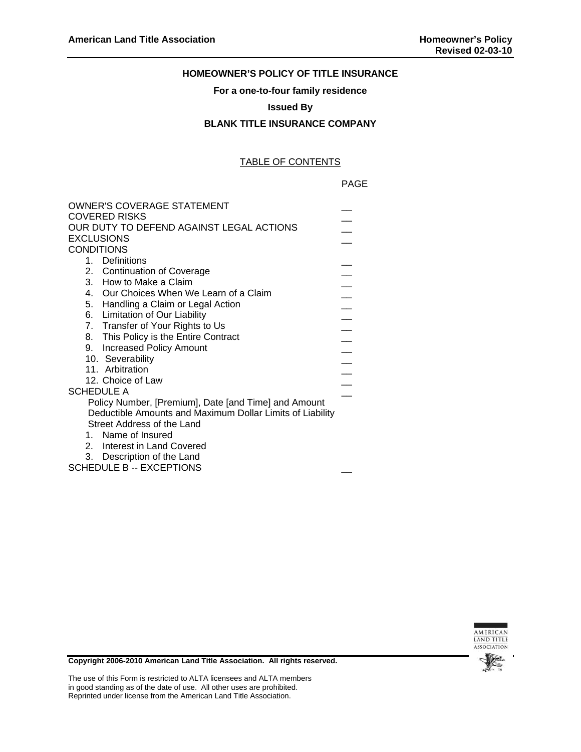**HOMEOWNER'S POLICY OF TITLE INSURANCE**

**For a one-to-four family residence**

**Issued By**

**BLANK TITLE INSURANCE COMPANY**

TABLE OF CONTENTS

| | PAGE |
|---|---|
| OWNER'S COVERAGE STATEMENT | __ |
| COVERED RISKS | __ |
| OUR DUTY TO DEFEND AGAINST LEGAL ACTIONS | __ |
| EXCLUSIONS | __ |
| CONDITIONS | |
| 1. Definitions | __ |
| 2. Continuation of Coverage | __ |
| 3. How to Make a Claim | __ |
| 4. Our Choices When We Learn of a Claim | __ |
| 5. Handling a Claim or Legal Action | __ |
| 6. Limitation of Our Liability | __ |
| 7. Transfer of Your Rights to Us | __ |
| 8. This Policy is the Entire Contract | __ |
| 9. Increased Policy Amount | __ |
| 10. Severability | __ |
| 11. Arbitration | __ |
| 12. Choice of Law | __ |
| SCHEDULE A | __ |
| Policy Number, [Premium], Date [and Time] and Amount | |
| Deductible Amounts and Maximum Dollar Limits of Liability | |
| Street Address of the Land | |
| 1. Name of Insured | |
| 2. Interest in Land Covered | |
| 3. Description of the Land | |
| SCHEDULE B -- EXCEPTIONS | __ |

**Copyright 2006-2010 American Land Title Association. All rights reserved.**

The use of this Form is restricted to ALTA licensees and ALTA members in good standing as of the date of use. All other uses are prohibited. Reprinted under license from the American Land Title Association.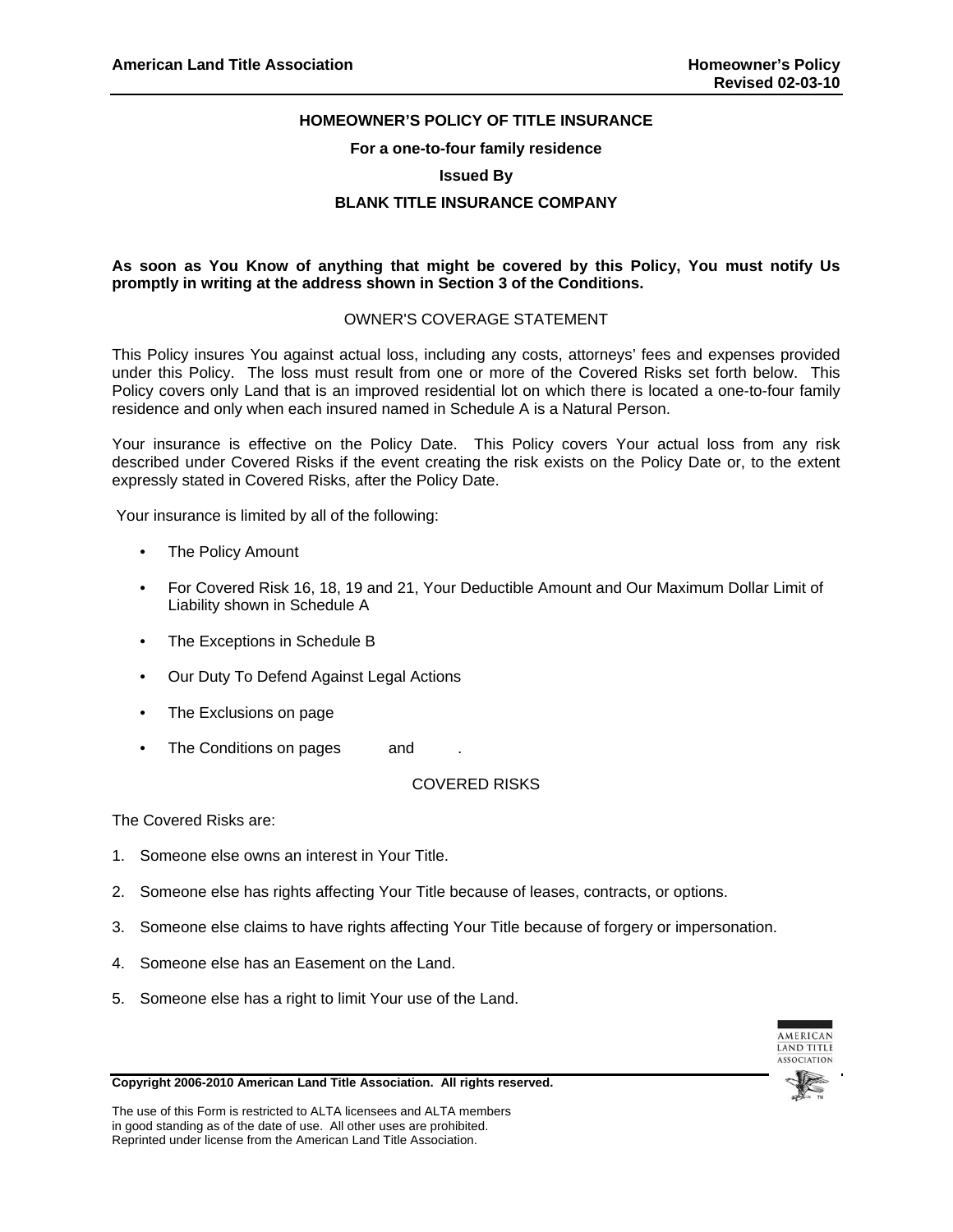# HOMEOWNER'S POLICY OF TITLE INSURANCE

**For a one-to-four family residence**

**Issued By**

**BLANK TITLE INSURANCE COMPANY**

**As soon as You Know of anything that might be covered by this Policy, You must notify Us promptly in writing at the address shown in Section 3 of the Conditions.**

## OWNER'S COVERAGE STATEMENT

This Policy insures You against actual loss, including any costs, attorneys' fees and expenses provided under this Policy. The loss must result from one or more of the Covered Risks set forth below. This Policy covers only Land that is an improved residential lot on which there is located a one-to-four family residence and only when each insured named in Schedule A is a Natural Person.

Your insurance is effective on the Policy Date. This Policy covers Your actual loss from any risk described under Covered Risks if the event creating the risk exists on the Policy Date or, to the extent expressly stated in Covered Risks, after the Policy Date.

Your insurance is limited by all of the following:

- The Policy Amount
- For Covered Risk 16, 18, 19 and 21, Your Deductible Amount and Our Maximum Dollar Limit of Liability shown in Schedule A
- The Exceptions in Schedule B
- Our Duty To Defend Against Legal Actions
- The Exclusions on page
- The Conditions on pages and .

## COVERED RISKS

The Covered Risks are:

1. Someone else owns an interest in Your Title.
2. Someone else has rights affecting Your Title because of leases, contracts, or options.
3. Someone else claims to have rights affecting Your Title because of forgery or impersonation.
4. Someone else has an Easement on the Land.
5. Someone else has a right to limit Your use of the Land.

**Copyright 2006-2010 American Land Title Association. All rights reserved.**

The use of this Form is restricted to ALTA licensees and ALTA members in good standing as of the date of use. All other uses are prohibited. Reprinted under license from the American Land Title Association.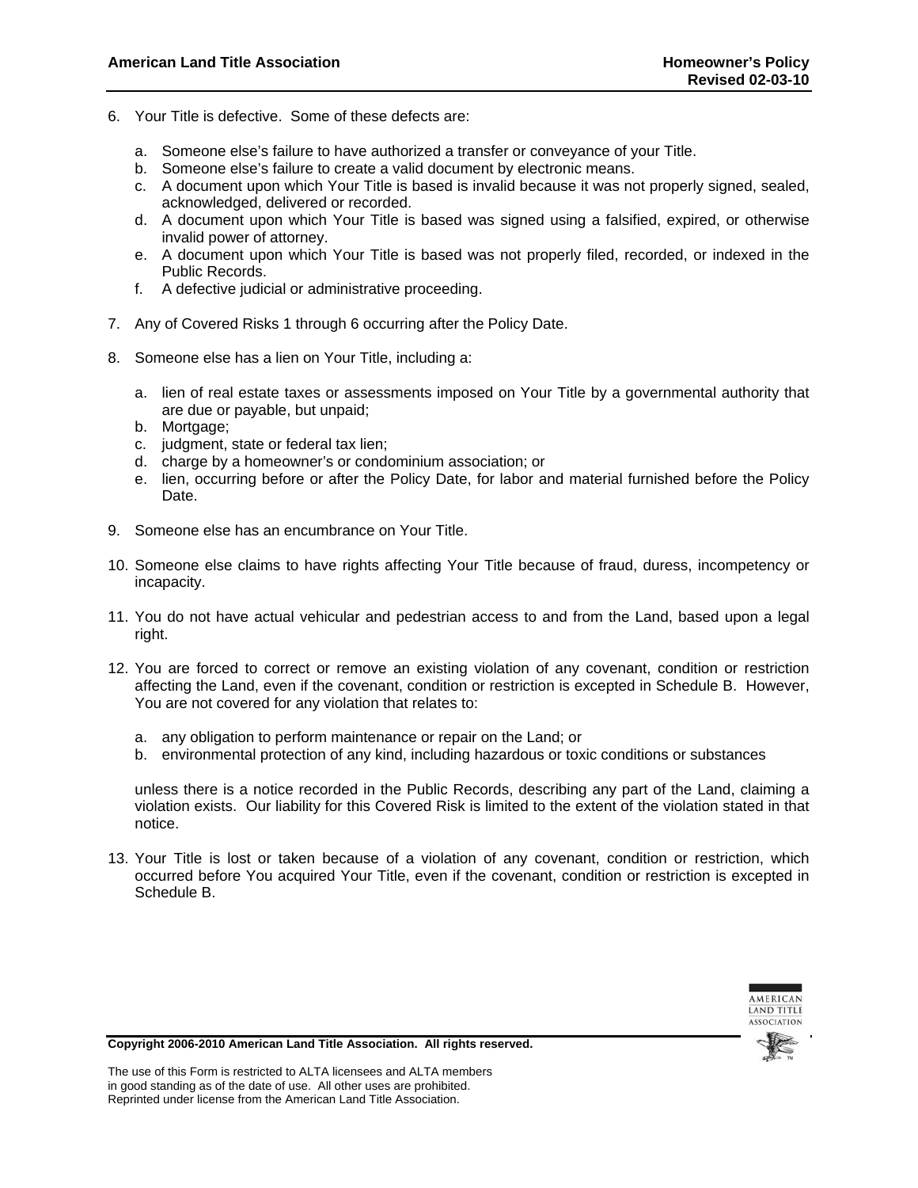6. Your Title is defective. Some of these defects are:

   a. Someone else's failure to have authorized a transfer or conveyance of your Title.
   b. Someone else's failure to create a valid document by electronic means.
   c. A document upon which Your Title is based is invalid because it was not properly signed, sealed, acknowledged, delivered or recorded.
   d. A document upon which Your Title is based was signed using a falsified, expired, or otherwise invalid power of attorney.
   e. A document upon which Your Title is based was not properly filed, recorded, or indexed in the Public Records.
   f. A defective judicial or administrative proceeding.

7. Any of Covered Risks 1 through 6 occurring after the Policy Date.

8. Someone else has a lien on Your Title, including a:

   a. lien of real estate taxes or assessments imposed on Your Title by a governmental authority that are due or payable, but unpaid;
   b. Mortgage;
   c. judgment, state or federal tax lien;
   d. charge by a homeowner's or condominium association; or
   e. lien, occurring before or after the Policy Date, for labor and material furnished before the Policy Date.

9. Someone else has an encumbrance on Your Title.

10. Someone else claims to have rights affecting Your Title because of fraud, duress, incompetency or incapacity.

11. You do not have actual vehicular and pedestrian access to and from the Land, based upon a legal right.

12. You are forced to correct or remove an existing violation of any covenant, condition or restriction affecting the Land, even if the covenant, condition or restriction is excepted in Schedule B. However, You are not covered for any violation that relates to:

    a. any obligation to perform maintenance or repair on the Land; or
    b. environmental protection of any kind, including hazardous or toxic conditions or substances

    unless there is a notice recorded in the Public Records, describing any part of the Land, claiming a violation exists. Our liability for this Covered Risk is limited to the extent of the violation stated in that notice.

13. Your Title is lost or taken because of a violation of any covenant, condition or restriction, which occurred before You acquired Your Title, even if the covenant, condition or restriction is excepted in Schedule B.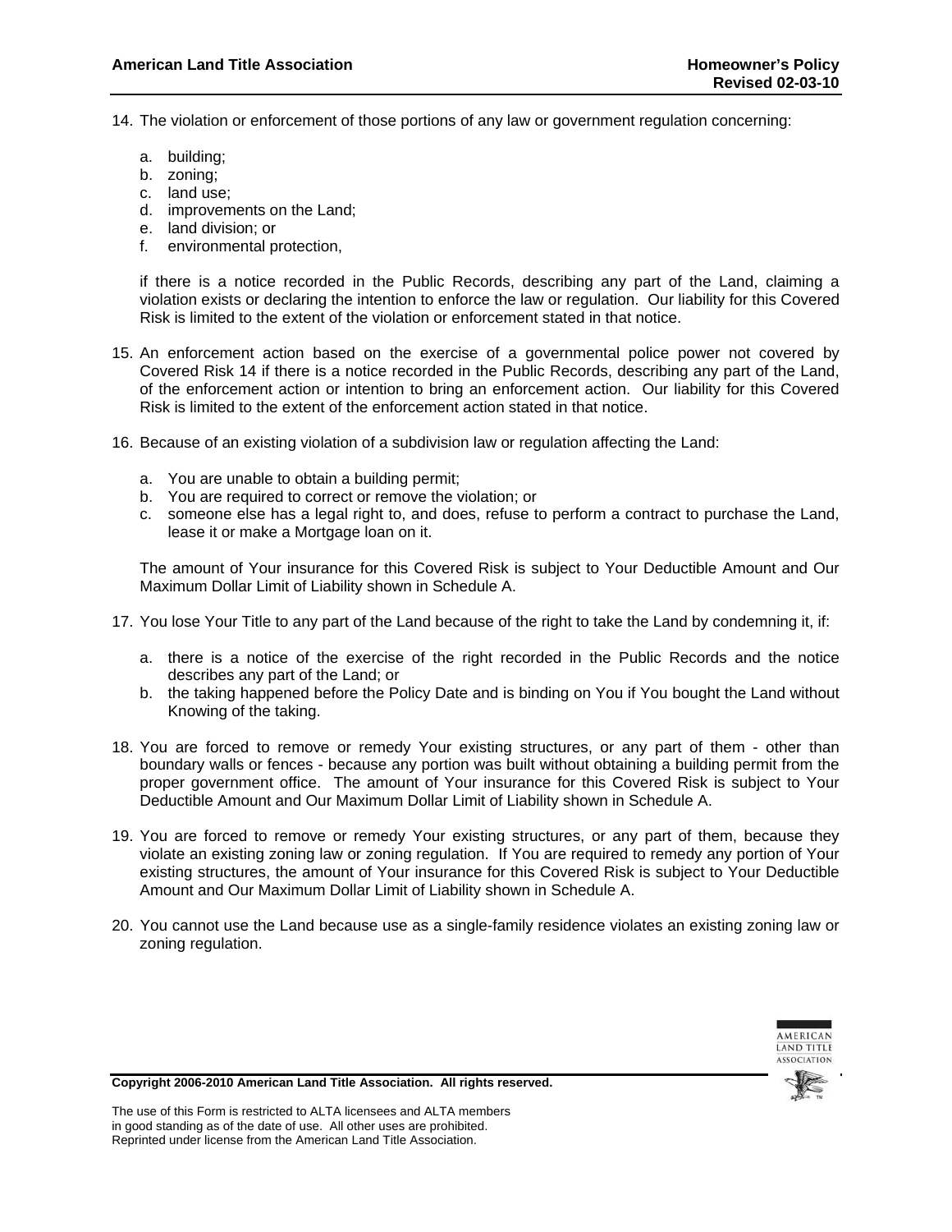14. The violation or enforcement of those portions of any law or government regulation concerning:

    a. building;
    b. zoning;
    c. land use;
    d. improvements on the Land;
    e. land division; or
    f. environmental protection,

    if there is a notice recorded in the Public Records, describing any part of the Land, claiming a violation exists or declaring the intention to enforce the law or regulation. Our liability for this Covered Risk is limited to the extent of the violation or enforcement stated in that notice.

15. An enforcement action based on the exercise of a governmental police power not covered by Covered Risk 14 if there is a notice recorded in the Public Records, describing any part of the Land, of the enforcement action or intention to bring an enforcement action. Our liability for this Covered Risk is limited to the extent of the enforcement action stated in that notice.

16. Because of an existing violation of a subdivision law or regulation affecting the Land:

    a. You are unable to obtain a building permit;
    b. You are required to correct or remove the violation; or
    c. someone else has a legal right to, and does, refuse to perform a contract to purchase the Land, lease it or make a Mortgage loan on it.

    The amount of Your insurance for this Covered Risk is subject to Your Deductible Amount and Our Maximum Dollar Limit of Liability shown in Schedule A.

17. You lose Your Title to any part of the Land because of the right to take the Land by condemning it, if:

    a. there is a notice of the exercise of the right recorded in the Public Records and the notice describes any part of the Land; or
    b. the taking happened before the Policy Date and is binding on You if You bought the Land without Knowing of the taking.

18. You are forced to remove or remedy Your existing structures, or any part of them - other than boundary walls or fences - because any portion was built without obtaining a building permit from the proper government office. The amount of Your insurance for this Covered Risk is subject to Your Deductible Amount and Our Maximum Dollar Limit of Liability shown in Schedule A.

19. You are forced to remove or remedy Your existing structures, or any part of them, because they violate an existing zoning law or zoning regulation. If You are required to remedy any portion of Your existing structures, the amount of Your insurance for this Covered Risk is subject to Your Deductible Amount and Our Maximum Dollar Limit of Liability shown in Schedule A.

20. You cannot use the Land because use as a single-family residence violates an existing zoning law or zoning regulation.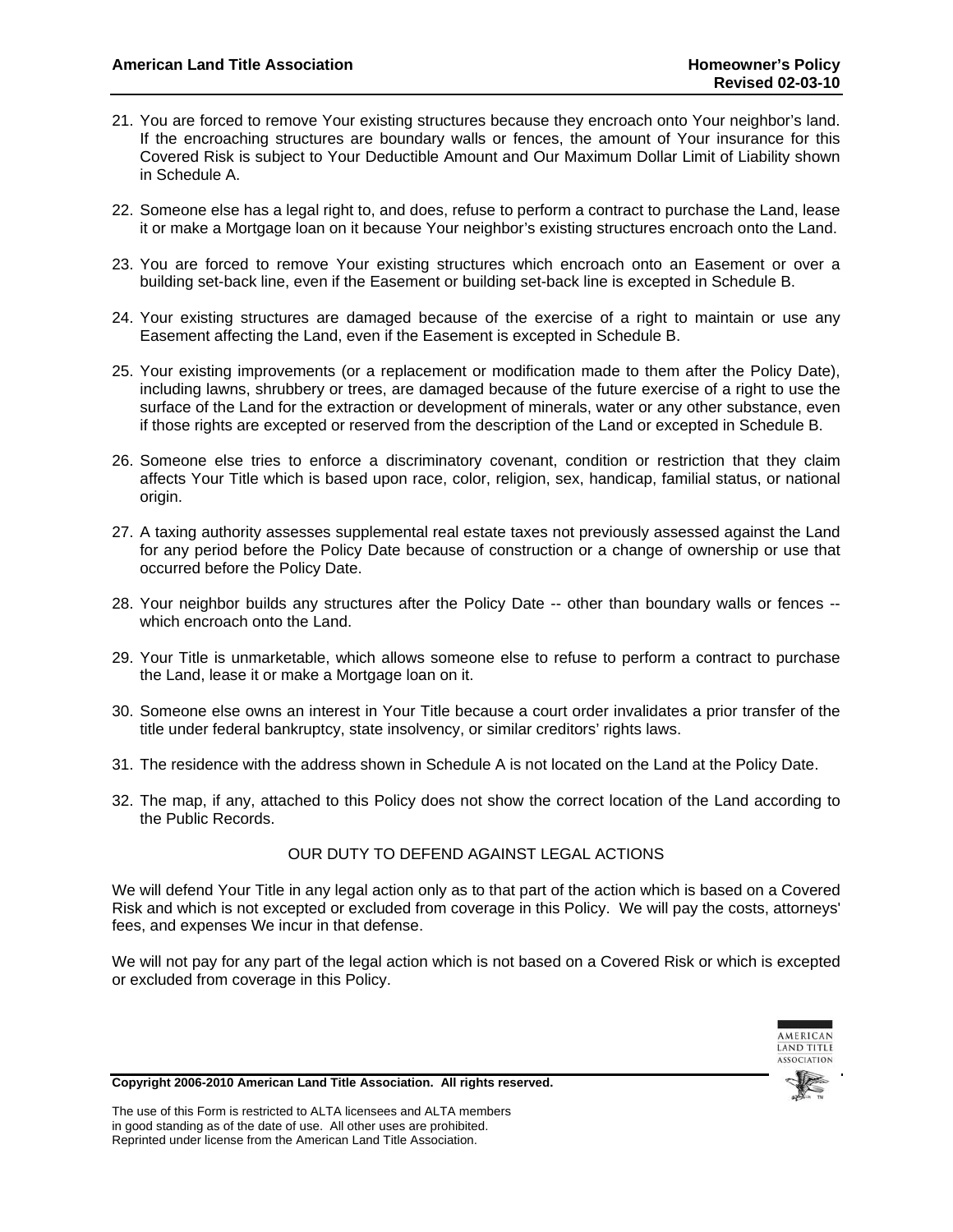21. You are forced to remove Your existing structures because they encroach onto Your neighbor's land. If the encroaching structures are boundary walls or fences, the amount of Your insurance for this Covered Risk is subject to Your Deductible Amount and Our Maximum Dollar Limit of Liability shown in Schedule A.

22. Someone else has a legal right to, and does, refuse to perform a contract to purchase the Land, lease it or make a Mortgage loan on it because Your neighbor's existing structures encroach onto the Land.

23. You are forced to remove Your existing structures which encroach onto an Easement or over a building set-back line, even if the Easement or building set-back line is excepted in Schedule B.

24. Your existing structures are damaged because of the exercise of a right to maintain or use any Easement affecting the Land, even if the Easement is excepted in Schedule B.

25. Your existing improvements (or a replacement or modification made to them after the Policy Date), including lawns, shrubbery or trees, are damaged because of the future exercise of a right to use the surface of the Land for the extraction or development of minerals, water or any other substance, even if those rights are excepted or reserved from the description of the Land or excepted in Schedule B.

26. Someone else tries to enforce a discriminatory covenant, condition or restriction that they claim affects Your Title which is based upon race, color, religion, sex, handicap, familial status, or national origin.

27. A taxing authority assesses supplemental real estate taxes not previously assessed against the Land for any period before the Policy Date because of construction or a change of ownership or use that occurred before the Policy Date.

28. Your neighbor builds any structures after the Policy Date -- other than boundary walls or fences -- which encroach onto the Land.

29. Your Title is unmarketable, which allows someone else to refuse to perform a contract to purchase the Land, lease it or make a Mortgage loan on it.

30. Someone else owns an interest in Your Title because a court order invalidates a prior transfer of the title under federal bankruptcy, state insolvency, or similar creditors' rights laws.

31. The residence with the address shown in Schedule A is not located on the Land at the Policy Date.

32. The map, if any, attached to this Policy does not show the correct location of the Land according to the Public Records.

## OUR DUTY TO DEFEND AGAINST LEGAL ACTIONS

We will defend Your Title in any legal action only as to that part of the action which is based on a Covered Risk and which is not excepted or excluded from coverage in this Policy. We will pay the costs, attorneys' fees, and expenses We incur in that defense.

We will not pay for any part of the legal action which is not based on a Covered Risk or which is excepted or excluded from coverage in this Policy.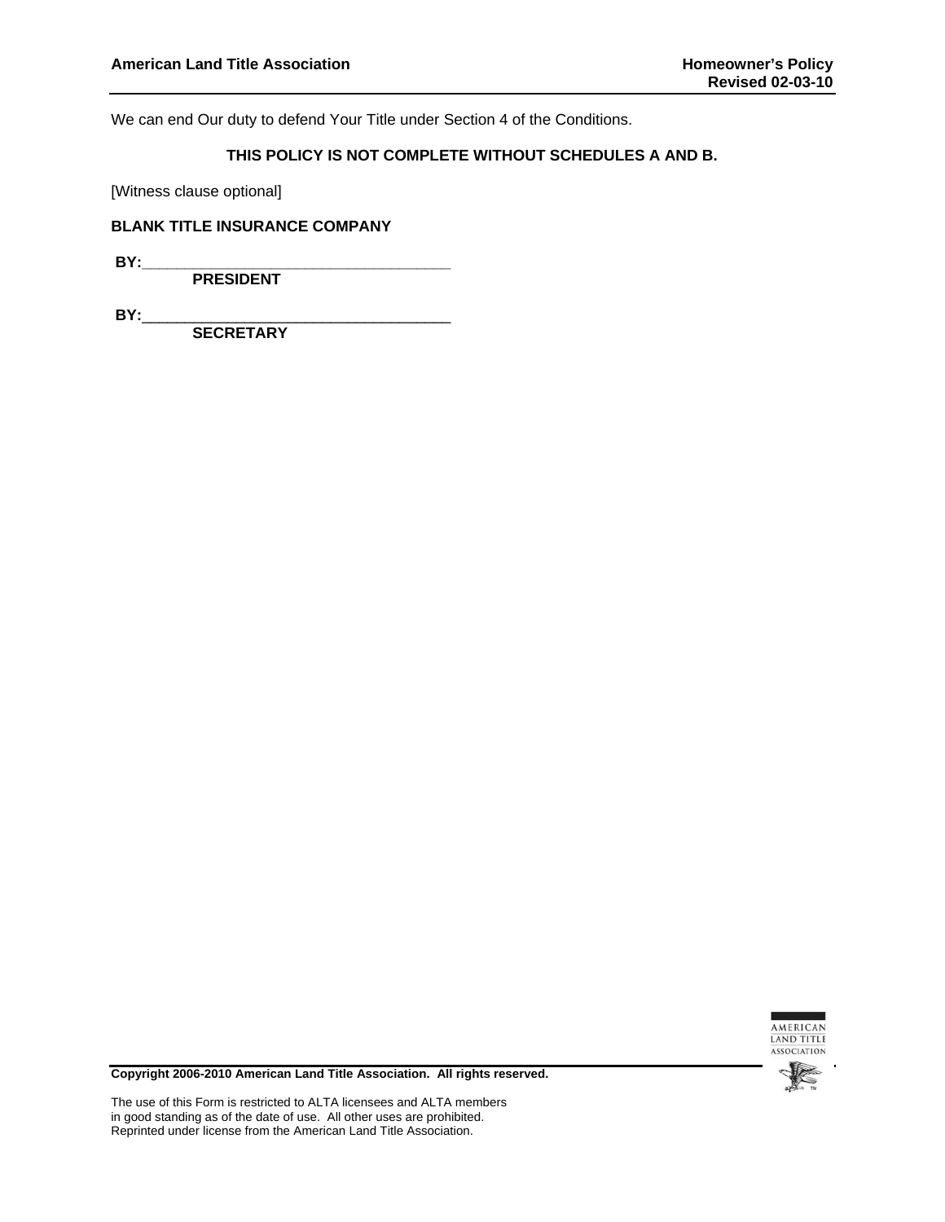We can end Our duty to defend Your Title under Section 4 of the Conditions.

**THIS POLICY IS NOT COMPLETE WITHOUT SCHEDULES A AND B.**

[Witness clause optional]

**BLANK TITLE INSURANCE COMPANY**

**BY:**____________________________________
**PRESIDENT**

**BY:**____________________________________
**SECRETARY**

**Copyright 2006-2010 American Land Title Association. All rights reserved.**

The use of this Form is restricted to ALTA licensees and ALTA members in good standing as of the date of use. All other uses are prohibited. Reprinted under license from the American Land Title Association.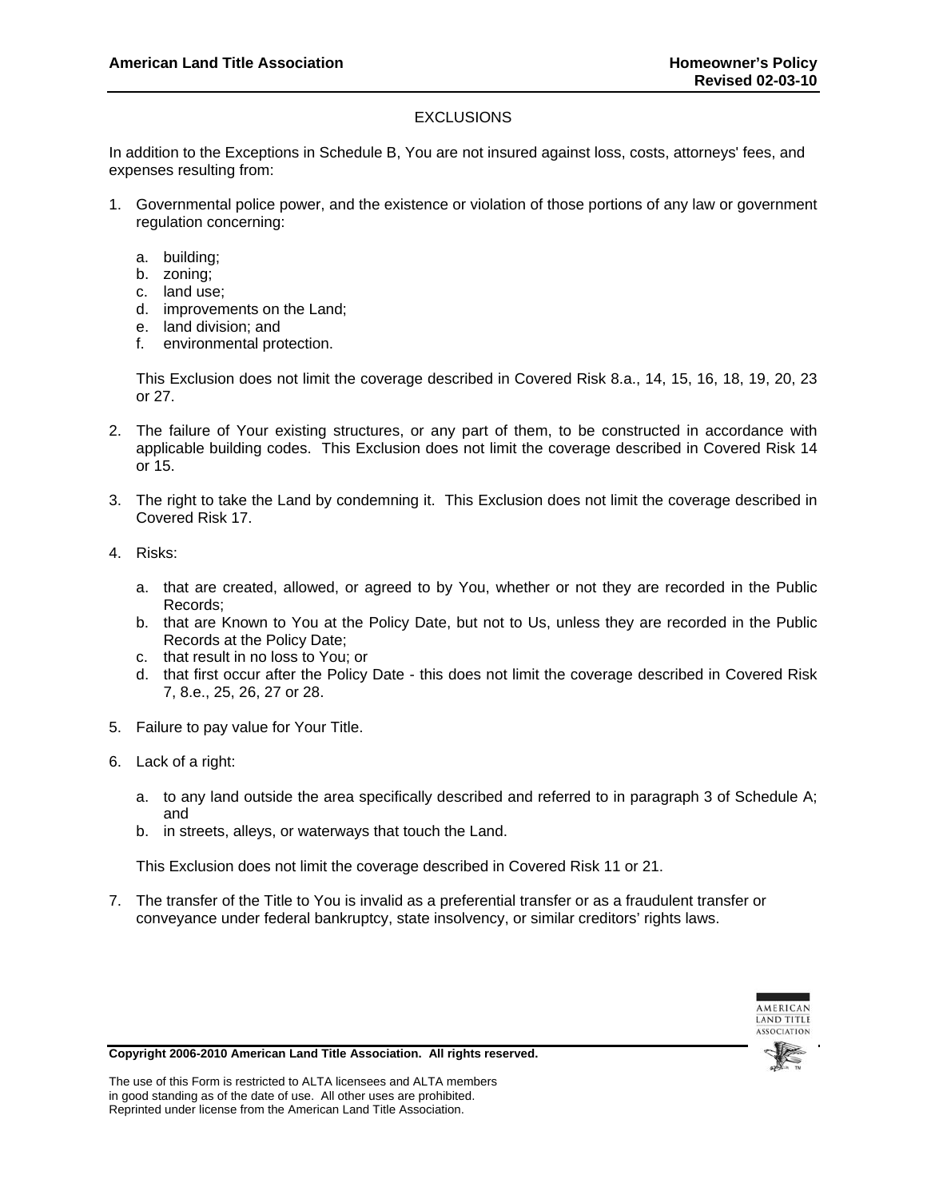## EXCLUSIONS

In addition to the Exceptions in Schedule B, You are not insured against loss, costs, attorneys' fees, and expenses resulting from:

1. Governmental police power, and the existence or violation of those portions of any law or government regulation concerning:

    a. building;
    b. zoning;
    c. land use;
    d. improvements on the Land;
    e. land division; and
    f. environmental protection.

    This Exclusion does not limit the coverage described in Covered Risk 8.a., 14, 15, 16, 18, 19, 20, 23 or 27.

2. The failure of Your existing structures, or any part of them, to be constructed in accordance with applicable building codes. This Exclusion does not limit the coverage described in Covered Risk 14 or 15.

3. The right to take the Land by condemning it. This Exclusion does not limit the coverage described in Covered Risk 17.

4. Risks:

    a. that are created, allowed, or agreed to by You, whether or not they are recorded in the Public Records;
    b. that are Known to You at the Policy Date, but not to Us, unless they are recorded in the Public Records at the Policy Date;
    c. that result in no loss to You; or
    d. that first occur after the Policy Date - this does not limit the coverage described in Covered Risk 7, 8.e., 25, 26, 27 or 28.

5. Failure to pay value for Your Title.

6. Lack of a right:

    a. to any land outside the area specifically described and referred to in paragraph 3 of Schedule A; and
    b. in streets, alleys, or waterways that touch the Land.

    This Exclusion does not limit the coverage described in Covered Risk 11 or 21.

7. The transfer of the Title to You is invalid as a preferential transfer or as a fraudulent transfer or conveyance under federal bankruptcy, state insolvency, or similar creditors' rights laws.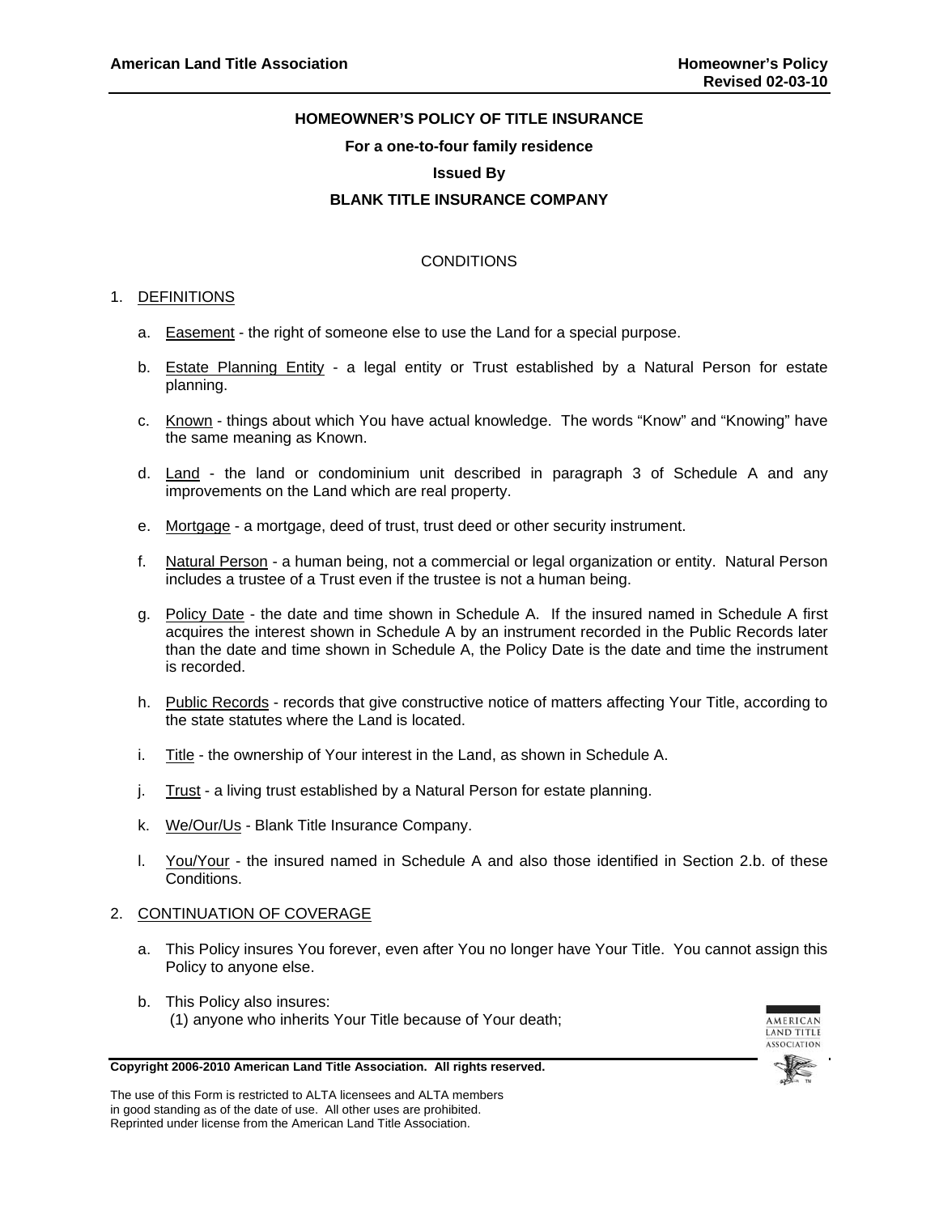# HOMEOWNER'S POLICY OF TITLE INSURANCE

**For a one-to-four family residence**

**Issued By**

**BLANK TITLE INSURANCE COMPANY**

## CONDITIONS

1. DEFINITIONS

   a. Easement - the right of someone else to use the Land for a special purpose.

   b. Estate Planning Entity - a legal entity or Trust established by a Natural Person for estate planning.

   c. Known - things about which You have actual knowledge. The words "Know" and "Knowing" have the same meaning as Known.

   d. Land - the land or condominium unit described in paragraph 3 of Schedule A and any improvements on the Land which are real property.

   e. Mortgage - a mortgage, deed of trust, trust deed or other security instrument.

   f. Natural Person - a human being, not a commercial or legal organization or entity. Natural Person includes a trustee of a Trust even if the trustee is not a human being.

   g. Policy Date - the date and time shown in Schedule A. If the insured named in Schedule A first acquires the interest shown in Schedule A by an instrument recorded in the Public Records later than the date and time shown in Schedule A, the Policy Date is the date and time the instrument is recorded.

   h. Public Records - records that give constructive notice of matters affecting Your Title, according to the state statutes where the Land is located.

   i. Title - the ownership of Your interest in the Land, as shown in Schedule A.

   j. Trust - a living trust established by a Natural Person for estate planning.

   k. We/Our/Us - Blank Title Insurance Company.

   l. You/Your - the insured named in Schedule A and also those identified in Section 2.b. of these Conditions.

2. CONTINUATION OF COVERAGE

   a. This Policy insures You forever, even after You no longer have Your Title. You cannot assign this Policy to anyone else.

   b. This Policy also insures:
      (1) anyone who inherits Your Title because of Your death;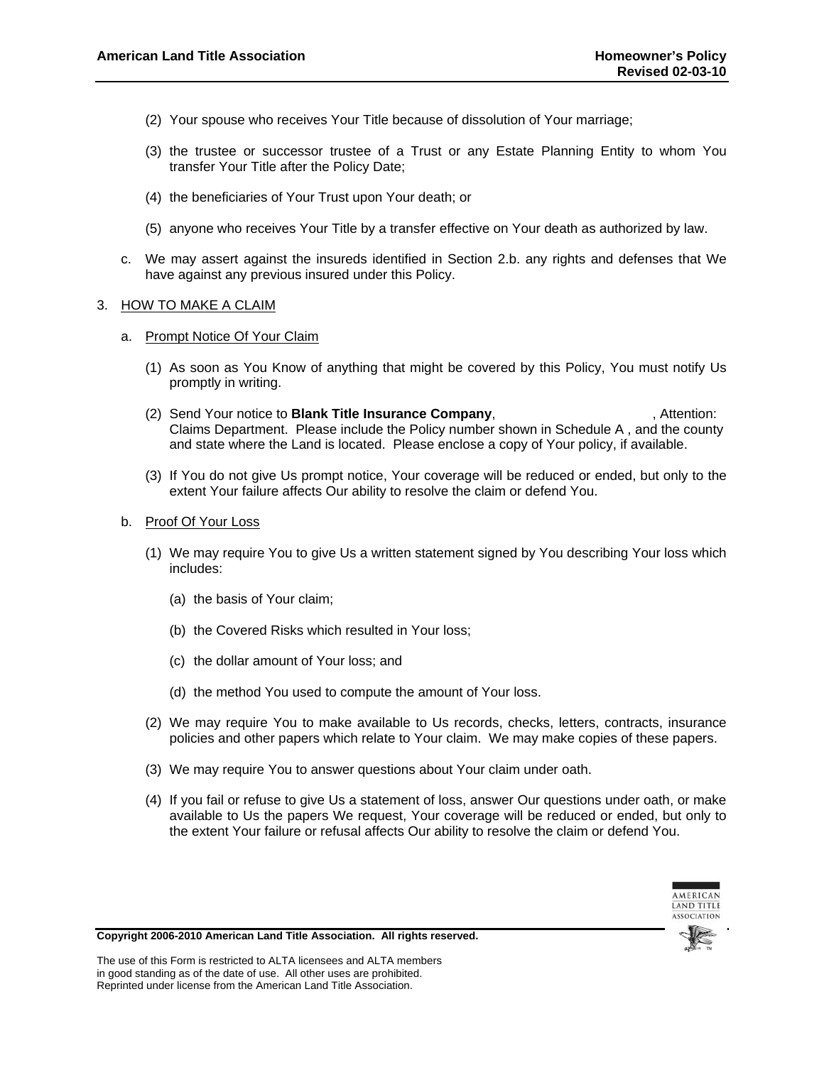(2) Your spouse who receives Your Title because of dissolution of Your marriage;

(3) the trustee or successor trustee of a Trust or any Estate Planning Entity to whom You transfer Your Title after the Policy Date;

(4) the beneficiaries of Your Trust upon Your death; or

(5) anyone who receives Your Title by a transfer effective on Your death as authorized by law.

c. We may assert against the insureds identified in Section 2.b. any rights and defenses that We have against any previous insured under this Policy.

3. HOW TO MAKE A CLAIM

a. Prompt Notice Of Your Claim

(1) As soon as You Know of anything that might be covered by this Policy, You must notify Us promptly in writing.

(2) Send Your notice to **Blank Title Insurance Company**, , Attention: Claims Department. Please include the Policy number shown in Schedule A , and the county and state where the Land is located. Please enclose a copy of Your policy, if available.

(3) If You do not give Us prompt notice, Your coverage will be reduced or ended, but only to the extent Your failure affects Our ability to resolve the claim or defend You.

b. Proof Of Your Loss

(1) We may require You to give Us a written statement signed by You describing Your loss which includes:

(a) the basis of Your claim;

(b) the Covered Risks which resulted in Your loss;

(c) the dollar amount of Your loss; and

(d) the method You used to compute the amount of Your loss.

(2) We may require You to make available to Us records, checks, letters, contracts, insurance policies and other papers which relate to Your claim. We may make copies of these papers.

(3) We may require You to answer questions about Your claim under oath.

(4) If you fail or refuse to give Us a statement of loss, answer Our questions under oath, or make available to Us the papers We request, Your coverage will be reduced or ended, but only to the extent Your failure or refusal affects Our ability to resolve the claim or defend You.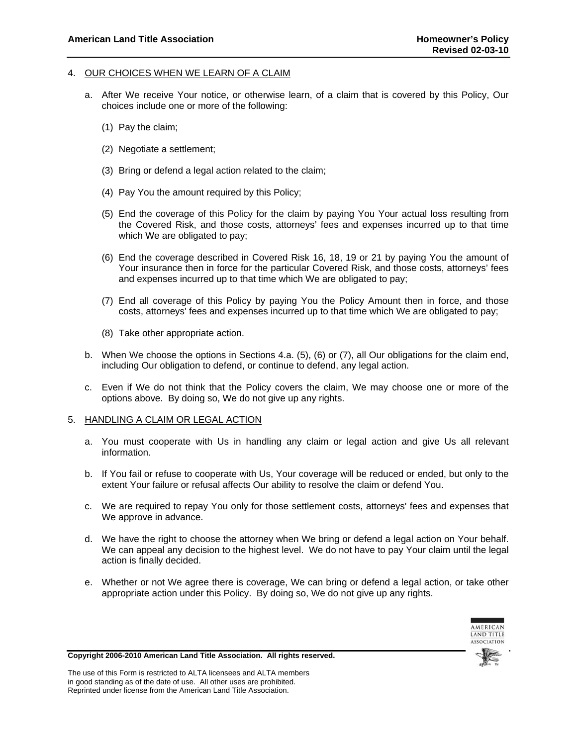## 4. OUR CHOICES WHEN WE LEARN OF A CLAIM

a. After We receive Your notice, or otherwise learn, of a claim that is covered by this Policy, Our choices include one or more of the following:

(1) Pay the claim;

(2) Negotiate a settlement;

(3) Bring or defend a legal action related to the claim;

(4) Pay You the amount required by this Policy;

(5) End the coverage of this Policy for the claim by paying You Your actual loss resulting from the Covered Risk, and those costs, attorneys' fees and expenses incurred up to that time which We are obligated to pay;

(6) End the coverage described in Covered Risk 16, 18, 19 or 21 by paying You the amount of Your insurance then in force for the particular Covered Risk, and those costs, attorneys' fees and expenses incurred up to that time which We are obligated to pay;

(7) End all coverage of this Policy by paying You the Policy Amount then in force, and those costs, attorneys' fees and expenses incurred up to that time which We are obligated to pay;

(8) Take other appropriate action.

b. When We choose the options in Sections 4.a. (5), (6) or (7), all Our obligations for the claim end, including Our obligation to defend, or continue to defend, any legal action.

c. Even if We do not think that the Policy covers the claim, We may choose one or more of the options above. By doing so, We do not give up any rights.

## 5. HANDLING A CLAIM OR LEGAL ACTION

a. You must cooperate with Us in handling any claim or legal action and give Us all relevant information.

b. If You fail or refuse to cooperate with Us, Your coverage will be reduced or ended, but only to the extent Your failure or refusal affects Our ability to resolve the claim or defend You.

c. We are required to repay You only for those settlement costs, attorneys' fees and expenses that We approve in advance.

d. We have the right to choose the attorney when We bring or defend a legal action on Your behalf. We can appeal any decision to the highest level. We do not have to pay Your claim until the legal action is finally decided.

e. Whether or not We agree there is coverage, We can bring or defend a legal action, or take other appropriate action under this Policy. By doing so, We do not give up any rights.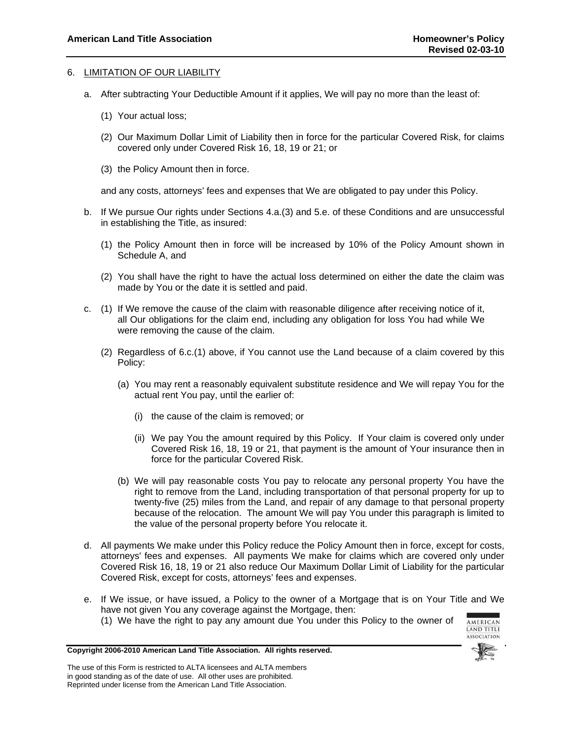6. LIMITATION OF OUR LIABILITY

   a. After subtracting Your Deductible Amount if it applies, We will pay no more than the least of:

      (1) Your actual loss;

      (2) Our Maximum Dollar Limit of Liability then in force for the particular Covered Risk, for claims covered only under Covered Risk 16, 18, 19 or 21; or

      (3) the Policy Amount then in force.

      and any costs, attorneys' fees and expenses that We are obligated to pay under this Policy.

   b. If We pursue Our rights under Sections 4.a.(3) and 5.e. of these Conditions and are unsuccessful in establishing the Title, as insured:

      (1) the Policy Amount then in force will be increased by 10% of the Policy Amount shown in Schedule A, and

      (2) You shall have the right to have the actual loss determined on either the date the claim was made by You or the date it is settled and paid.

   c. (1) If We remove the cause of the claim with reasonable diligence after receiving notice of it, all Our obligations for the claim end, including any obligation for loss You had while We were removing the cause of the claim.

      (2) Regardless of 6.c.(1) above, if You cannot use the Land because of a claim covered by this Policy:

         (a) You may rent a reasonably equivalent substitute residence and We will repay You for the actual rent You pay, until the earlier of:

            (i) the cause of the claim is removed; or

            (ii) We pay You the amount required by this Policy. If Your claim is covered only under Covered Risk 16, 18, 19 or 21, that payment is the amount of Your insurance then in force for the particular Covered Risk.

         (b) We will pay reasonable costs You pay to relocate any personal property You have the right to remove from the Land, including transportation of that personal property for up to twenty-five (25) miles from the Land, and repair of any damage to that personal property because of the relocation. The amount We will pay You under this paragraph is limited to the value of the personal property before You relocate it.

   d. All payments We make under this Policy reduce the Policy Amount then in force, except for costs, attorneys' fees and expenses. All payments We make for claims which are covered only under Covered Risk 16, 18, 19 or 21 also reduce Our Maximum Dollar Limit of Liability for the particular Covered Risk, except for costs, attorneys' fees and expenses.

   e. If We issue, or have issued, a Policy to the owner of a Mortgage that is on Your Title and We have not given You any coverage against the Mortgage, then:

      (1) We have the right to pay any amount due You under this Policy to the owner of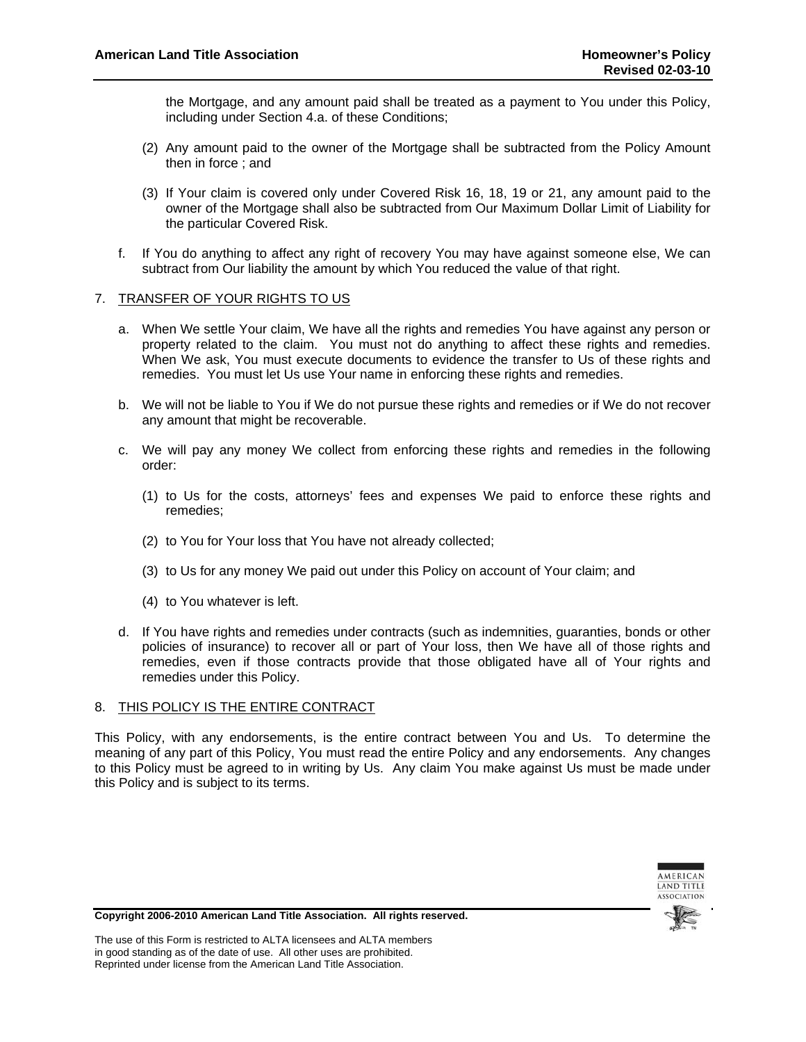the Mortgage, and any amount paid shall be treated as a payment to You under this Policy, including under Section 4.a. of these Conditions;

(2) Any amount paid to the owner of the Mortgage shall be subtracted from the Policy Amount then in force ; and

(3) If Your claim is covered only under Covered Risk 16, 18, 19 or 21, any amount paid to the owner of the Mortgage shall also be subtracted from Our Maximum Dollar Limit of Liability for the particular Covered Risk.

f. If You do anything to affect any right of recovery You may have against someone else, We can subtract from Our liability the amount by which You reduced the value of that right.

7. TRANSFER OF YOUR RIGHTS TO US

a. When We settle Your claim, We have all the rights and remedies You have against any person or property related to the claim. You must not do anything to affect these rights and remedies. When We ask, You must execute documents to evidence the transfer to Us of these rights and remedies. You must let Us use Your name in enforcing these rights and remedies.

b. We will not be liable to You if We do not pursue these rights and remedies or if We do not recover any amount that might be recoverable.

c. We will pay any money We collect from enforcing these rights and remedies in the following order:

(1) to Us for the costs, attorneys' fees and expenses We paid to enforce these rights and remedies;

(2) to You for Your loss that You have not already collected;

(3) to Us for any money We paid out under this Policy on account of Your claim; and

(4) to You whatever is left.

d. If You have rights and remedies under contracts (such as indemnities, guaranties, bonds or other policies of insurance) to recover all or part of Your loss, then We have all of those rights and remedies, even if those contracts provide that those obligated have all of Your rights and remedies under this Policy.

8. THIS POLICY IS THE ENTIRE CONTRACT

This Policy, with any endorsements, is the entire contract between You and Us. To determine the meaning of any part of this Policy, You must read the entire Policy and any endorsements. Any changes to this Policy must be agreed to in writing by Us. Any claim You make against Us must be made under this Policy and is subject to its terms.

**Copyright 2006-2010 American Land Title Association. All rights reserved.**

The use of this Form is restricted to ALTA licensees and ALTA members in good standing as of the date of use. All other uses are prohibited. Reprinted under license from the American Land Title Association.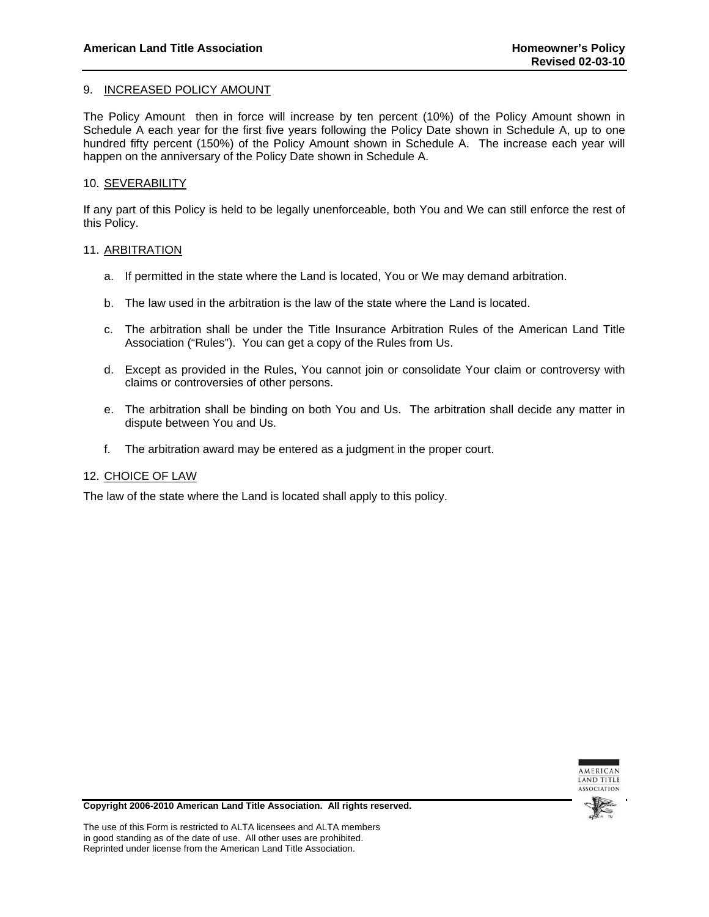9. INCREASED POLICY AMOUNT

The Policy Amount then in force will increase by ten percent (10%) of the Policy Amount shown in Schedule A each year for the first five years following the Policy Date shown in Schedule A, up to one hundred fifty percent (150%) of the Policy Amount shown in Schedule A. The increase each year will happen on the anniversary of the Policy Date shown in Schedule A.

10. SEVERABILITY

If any part of this Policy is held to be legally unenforceable, both You and We can still enforce the rest of this Policy.

11. ARBITRATION

a. If permitted in the state where the Land is located, You or We may demand arbitration.

b. The law used in the arbitration is the law of the state where the Land is located.

c. The arbitration shall be under the Title Insurance Arbitration Rules of the American Land Title Association ("Rules"). You can get a copy of the Rules from Us.

d. Except as provided in the Rules, You cannot join or consolidate Your claim or controversy with claims or controversies of other persons.

e. The arbitration shall be binding on both You and Us. The arbitration shall decide any matter in dispute between You and Us.

f. The arbitration award may be entered as a judgment in the proper court.

12. CHOICE OF LAW

The law of the state where the Land is located shall apply to this policy.

**Copyright 2006-2010 American Land Title Association. All rights reserved.**

The use of this Form is restricted to ALTA licensees and ALTA members in good standing as of the date of use. All other uses are prohibited. Reprinted under license from the American Land Title Association.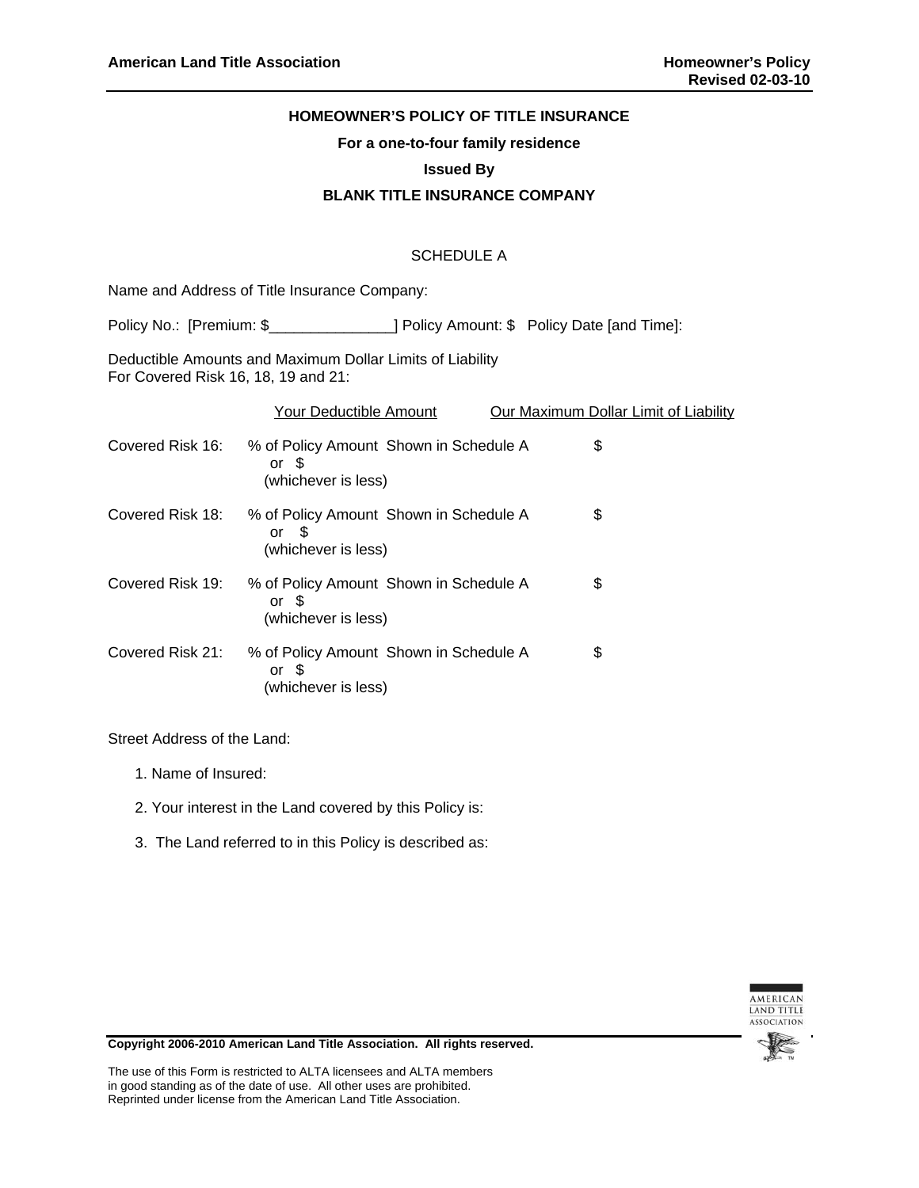**HOMEOWNER'S POLICY OF TITLE INSURANCE**

**For a one-to-four family residence**

**Issued By**

**BLANK TITLE INSURANCE COMPANY**

SCHEDULE A

Name and Address of Title Insurance Company:

Policy No.: [Premium: $_______________] Policy Amount: $ Policy Date [and Time]:

Deductible Amounts and Maximum Dollar Limits of Liability
For Covered Risk 16, 18, 19 and 21:

| | Your Deductible Amount | Our Maximum Dollar Limit of Liability |
|---|---|---|
| Covered Risk 16: | % of Policy Amount Shown in Schedule A or $ (whichever is less) | $ |
| Covered Risk 18: | % of Policy Amount Shown in Schedule A or $ (whichever is less) | $ |
| Covered Risk 19: | % of Policy Amount Shown in Schedule A or $ (whichever is less) | $ |
| Covered Risk 21: | % of Policy Amount Shown in Schedule A or $ (whichever is less) | $ |

Street Address of the Land:

1. Name of Insured:
2. Your interest in the Land covered by this Policy is:
3. The Land referred to in this Policy is described as:

**Copyright 2006-2010 American Land Title Association. All rights reserved.**

The use of this Form is restricted to ALTA licensees and ALTA members in good standing as of the date of use. All other uses are prohibited. Reprinted under license from the American Land Title Association.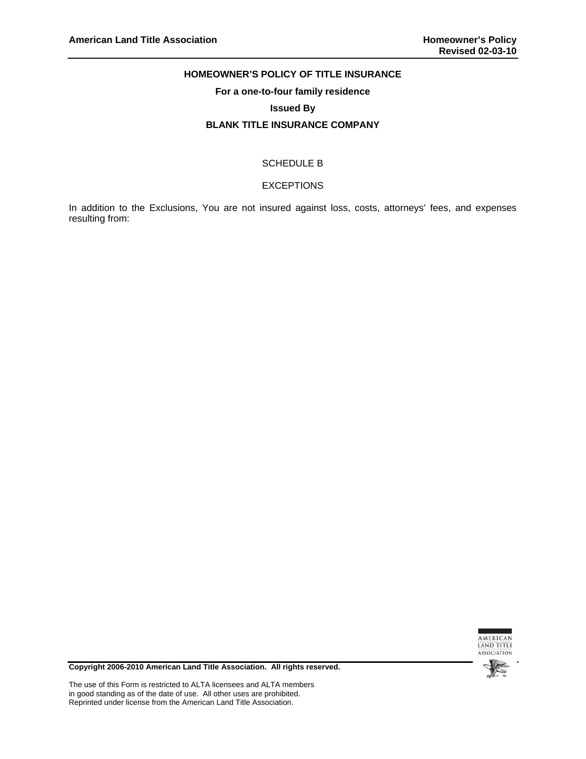# HOMEOWNER'S POLICY OF TITLE INSURANCE

**For a one-to-four family residence**

**Issued By**

**BLANK TITLE INSURANCE COMPANY**

SCHEDULE B

EXCEPTIONS

In addition to the Exclusions, You are not insured against loss, costs, attorneys' fees, and expenses resulting from:

**Copyright 2006-2010 American Land Title Association. All rights reserved.**

The use of this Form is restricted to ALTA licensees and ALTA members in good standing as of the date of use. All other uses are prohibited. Reprinted under license from the American Land Title Association.